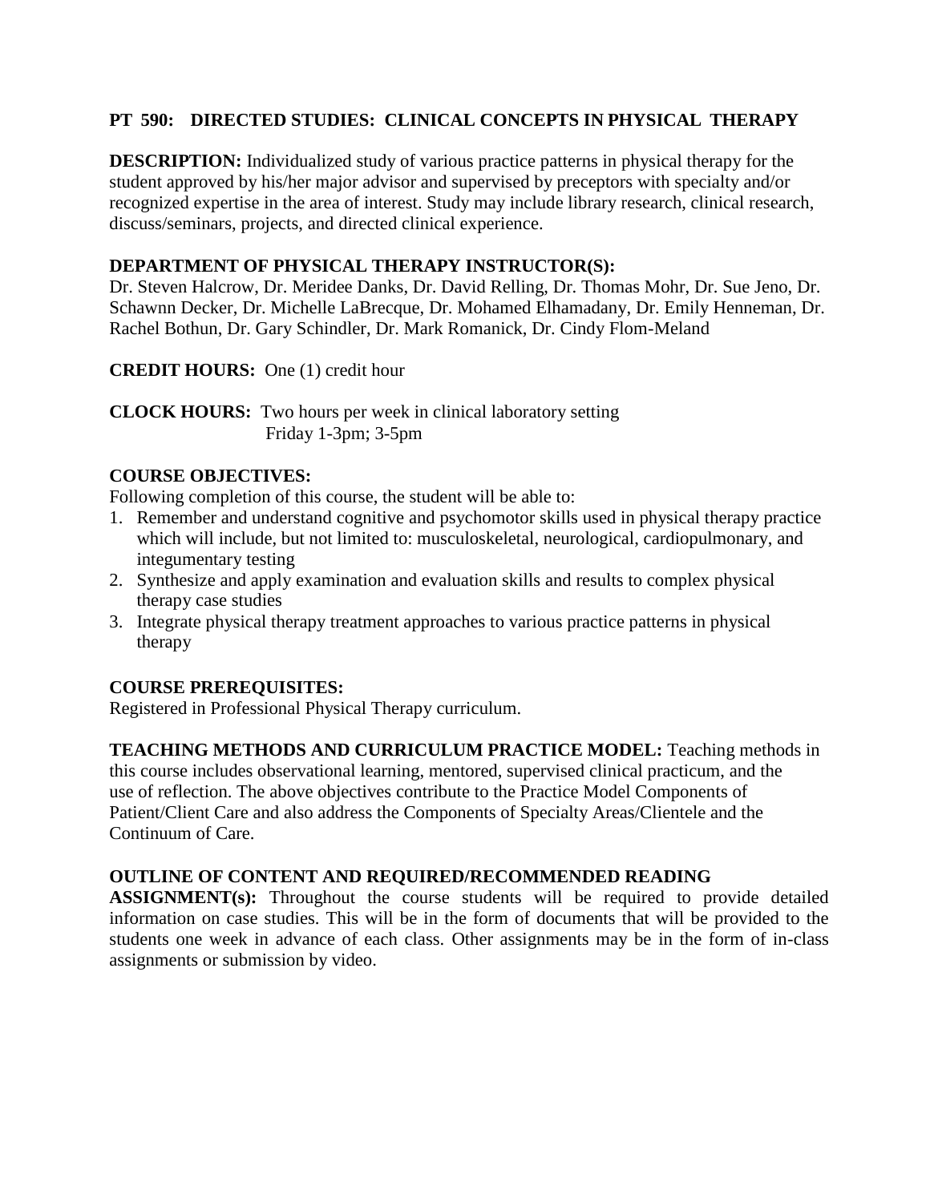# PT 590: DIRECTED STUDIES: CLINICAL CONCEPTS IN PHYSICAL THERAPY

**DESCRIPTION:** Individualized study of various practice patterns in physical therapy for the student approved by his/her major advisor and supervised by preceptors with specialty and/or recognized expertise in the area of interest. Study may include library research, clinical research, discuss/seminars, projects, and directed clinical experience.

**DEPARTMENT OF PHYSICAL THERAPY INSTRUCTOR(S):**
Dr. Steven Halcrow, Dr. Meridee Danks, Dr. David Relling, Dr. Thomas Mohr, Dr. Sue Jeno, Dr. Schawnn Decker, Dr. Michelle LaBrecque, Dr. Mohamed Elhamadany, Dr. Emily Henneman, Dr. Rachel Bothun, Dr. Gary Schindler, Dr. Mark Romanick, Dr. Cindy Flom-Meland

**CREDIT HOURS:** One (1) credit hour

**CLOCK HOURS:** Two hours per week in clinical laboratory setting
Friday 1-3pm; 3-5pm

**COURSE OBJECTIVES:**
Following completion of this course, the student will be able to:

1. Remember and understand cognitive and psychomotor skills used in physical therapy practice which will include, but not limited to: musculoskeletal, neurological, cardiopulmonary, and integumentary testing
2. Synthesize and apply examination and evaluation skills and results to complex physical therapy case studies
3. Integrate physical therapy treatment approaches to various practice patterns in physical therapy

**COURSE PREREQUISITES:**
Registered in Professional Physical Therapy curriculum.

**TEACHING METHODS AND CURRICULUM PRACTICE MODEL:** Teaching methods in this course includes observational learning, mentored, supervised clinical practicum, and the use of reflection. The above objectives contribute to the Practice Model Components of Patient/Client Care and also address the Components of Specialty Areas/Clientele and the Continuum of Care.

**OUTLINE OF CONTENT AND REQUIRED/RECOMMENDED READING ASSIGNMENT(s):** Throughout the course students will be required to provide detailed information on case studies. This will be in the form of documents that will be provided to the students one week in advance of each class. Other assignments may be in the form of in-class assignments or submission by video.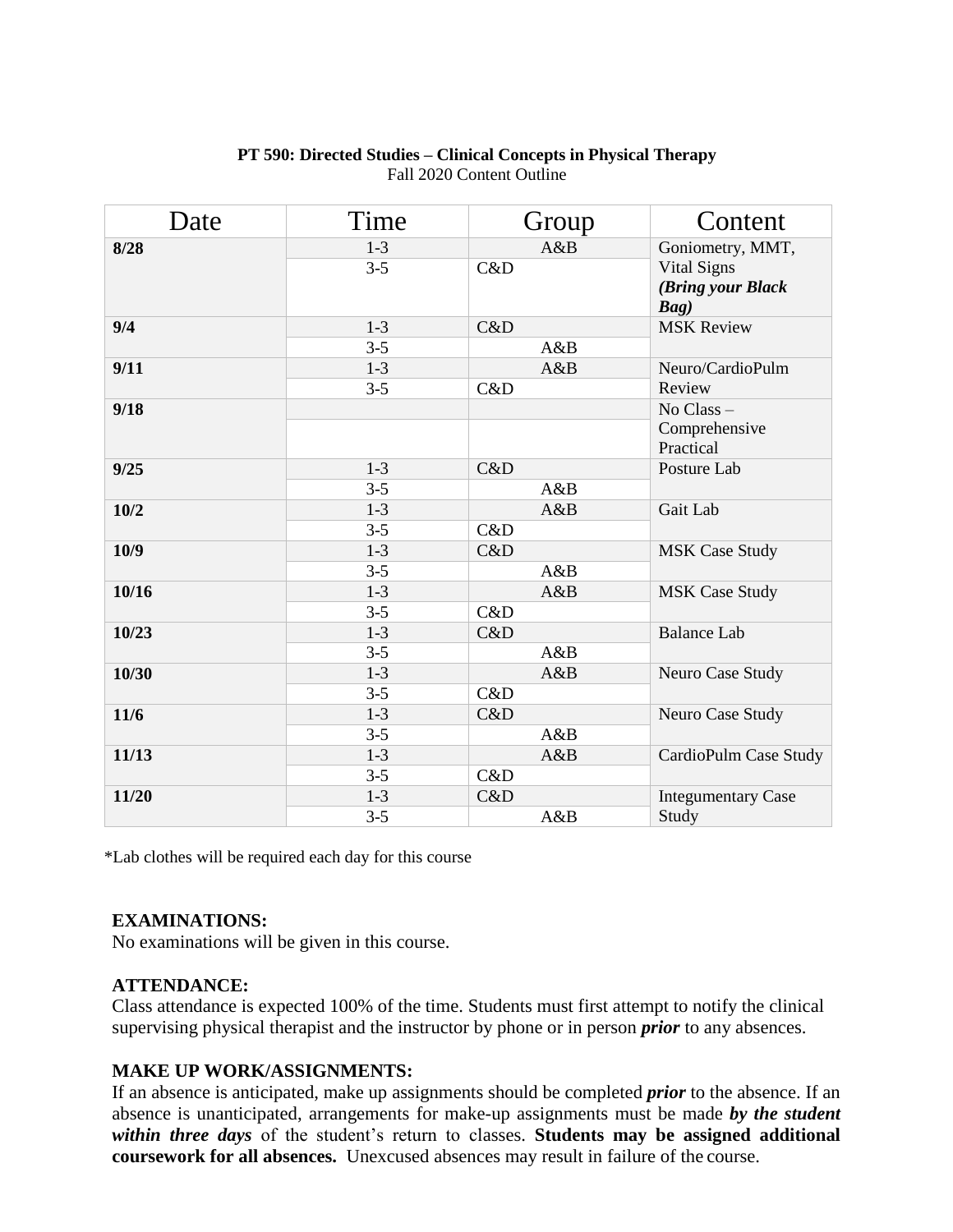**PT 590: Directed Studies – Clinical Concepts in Physical Therapy**
Fall 2020 Content Outline

| Date | Time | Group | Content |
|---|---|---|---|
| **8/28** | 1-3 | A&B | Goniometry, MMT, Vital Signs ***(Bring your Black Bag)*** |
| | 3-5 | C&D | |
| **9/4** | 1-3 | C&D | MSK Review |
| | 3-5 | A&B | |
| **9/11** | 1-3 | A&B | Neuro/CardioPulm Review |
| | 3-5 | C&D | |
| **9/18** | | | No Class – Comprehensive Practical |
| | | | |
| **9/25** | 1-3 | C&D | Posture Lab |
| | 3-5 | A&B | |
| **10/2** | 1-3 | A&B | Gait Lab |
| | 3-5 | C&D | |
| **10/9** | 1-3 | C&D | MSK Case Study |
| | 3-5 | A&B | |
| **10/16** | 1-3 | A&B | MSK Case Study |
| | 3-5 | C&D | |
| **10/23** | 1-3 | C&D | Balance Lab |
| | 3-5 | A&B | |
| **10/30** | 1-3 | A&B | Neuro Case Study |
| | 3-5 | C&D | |
| **11/6** | 1-3 | C&D | Neuro Case Study |
| | 3-5 | A&B | |
| **11/13** | 1-3 | A&B | CardioPulm Case Study |
| | 3-5 | C&D | |
| **11/20** | 1-3 | C&D | Integumentary Case Study |
| | 3-5 | A&B | |

*Lab clothes will be required each day for this course

**EXAMINATIONS:**
No examinations will be given in this course.

**ATTENDANCE:**
Class attendance is expected 100% of the time. Students must first attempt to notify the clinical supervising physical therapist and the instructor by phone or in person ***prior*** to any absences.

**MAKE UP WORK/ASSIGNMENTS:**
If an absence is anticipated, make up assignments should be completed ***prior*** to the absence. If an absence is unanticipated, arrangements for make-up assignments must be made ***by the student within three days*** of the student's return to classes. **Students may be assigned additional coursework for all absences.** Unexcused absences may result in failure of the course.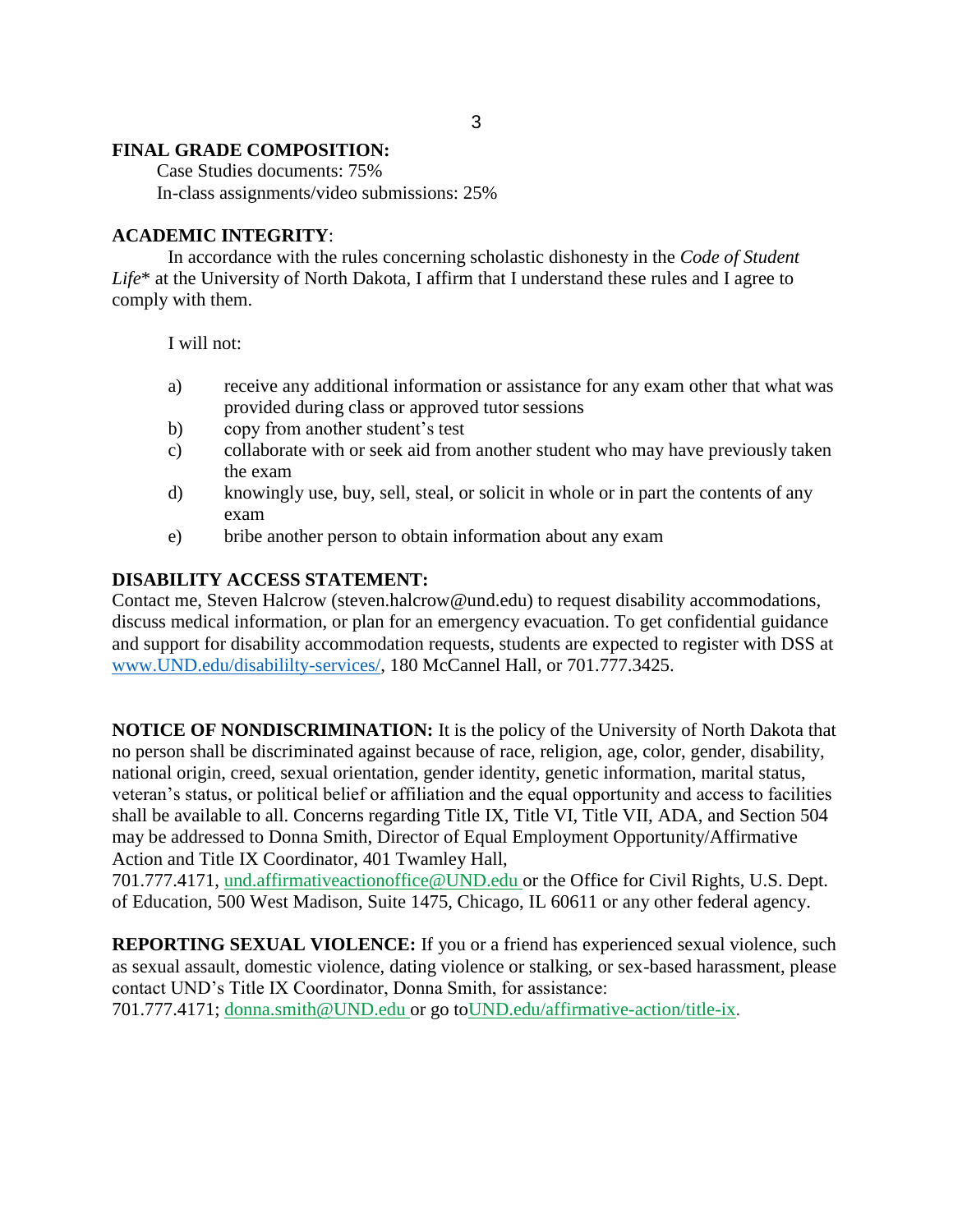**FINAL GRADE COMPOSITION:**

Case Studies documents: 75%

In-class assignments/video submissions: 25%

**ACADEMIC INTEGRITY**:

In accordance with the rules concerning scholastic dishonesty in the *Code of Student Life** at the University of North Dakota, I affirm that I understand these rules and I agree to comply with them.

I will not:

a) receive any additional information or assistance for any exam other that what was provided during class or approved tutor sessions
b) copy from another student's test
c) collaborate with or seek aid from another student who may have previously taken the exam
d) knowingly use, buy, sell, steal, or solicit in whole or in part the contents of any exam
e) bribe another person to obtain information about any exam

**DISABILITY ACCESS STATEMENT:**

Contact me, Steven Halcrow (steven.halcrow@und.edu) to request disability accommodations, discuss medical information, or plan for an emergency evacuation. To get confidential guidance and support for disability accommodation requests, students are expected to register with DSS at www.UND.edu/disabililty-services/, 180 McCannel Hall, or 701.777.3425.

**NOTICE OF NONDISCRIMINATION:** It is the policy of the University of North Dakota that no person shall be discriminated against because of race, religion, age, color, gender, disability, national origin, creed, sexual orientation, gender identity, genetic information, marital status, veteran's status, or political belief or affiliation and the equal opportunity and access to facilities shall be available to all. Concerns regarding Title IX, Title VI, Title VII, ADA, and Section 504 may be addressed to Donna Smith, Director of Equal Employment Opportunity/Affirmative Action and Title IX Coordinator, 401 Twamley Hall, 701.777.4171, und.affirmativeactionoffice@UND.edu or the Office for Civil Rights, U.S. Dept. of Education, 500 West Madison, Suite 1475, Chicago, IL 60611 or any other federal agency.

**REPORTING SEXUAL VIOLENCE:** If you or a friend has experienced sexual violence, such as sexual assault, domestic violence, dating violence or stalking, or sex-based harassment, please contact UND's Title IX Coordinator, Donna Smith, for assistance: 701.777.4171; donna.smith@UND.edu or go toUND.edu/affirmative-action/title-ix.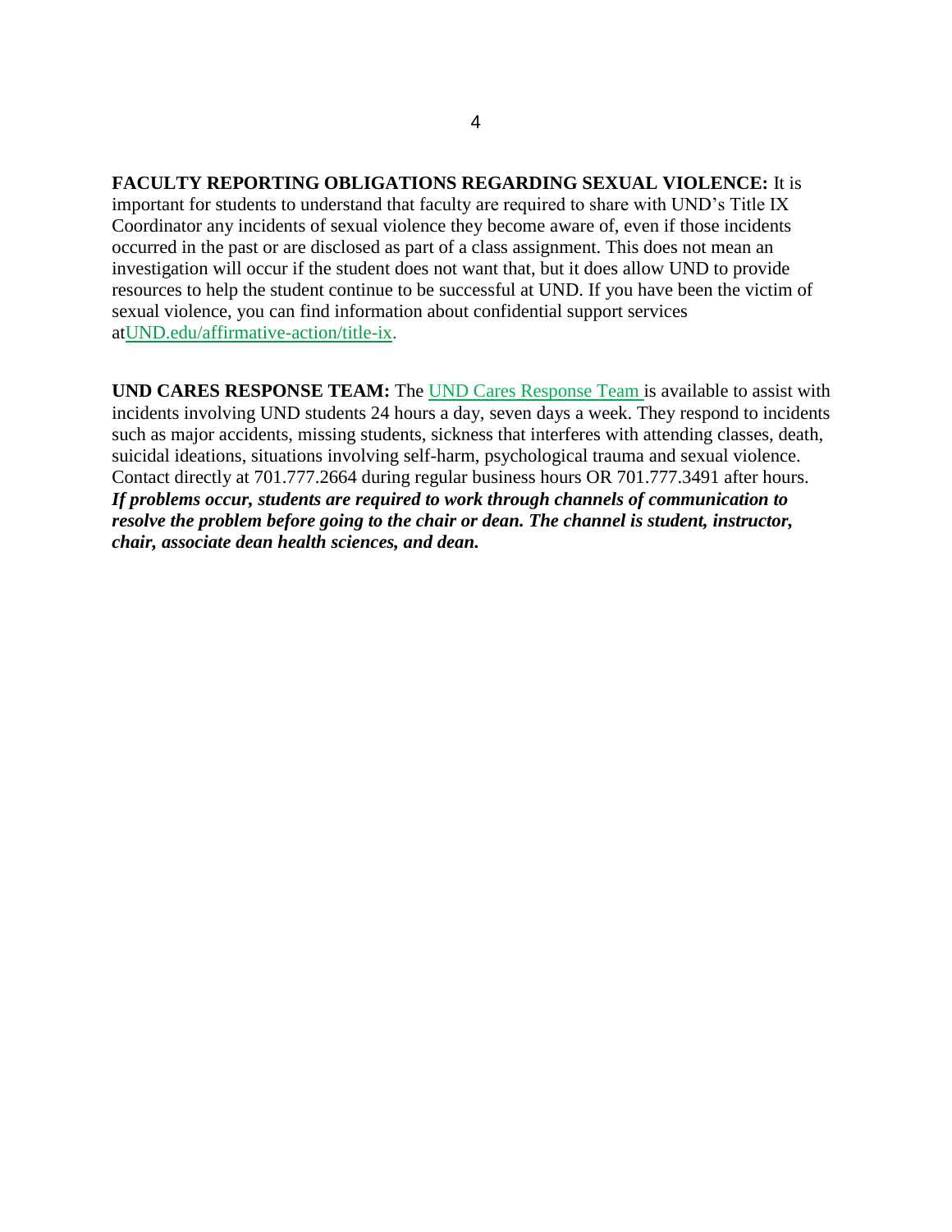**FACULTY REPORTING OBLIGATIONS REGARDING SEXUAL VIOLENCE:** It is important for students to understand that faculty are required to share with UND's Title IX Coordinator any incidents of sexual violence they become aware of, even if those incidents occurred in the past or are disclosed as part of a class assignment. This does not mean an investigation will occur if the student does not want that, but it does allow UND to provide resources to help the student continue to be successful at UND. If you have been the victim of sexual violence, you can find information about confidential support services atUND.edu/affirmative-action/title-ix.

**UND CARES RESPONSE TEAM:** The UND Cares Response Team is available to assist with incidents involving UND students 24 hours a day, seven days a week. They respond to incidents such as major accidents, missing students, sickness that interferes with attending classes, death, suicidal ideations, situations involving self-harm, psychological trauma and sexual violence. Contact directly at 701.777.2664 during regular business hours OR 701.777.3491 after hours. ***If problems occur, students are required to work through channels of communication to resolve the problem before going to the chair or dean. The channel is student, instructor, chair, associate dean health sciences, and dean.***